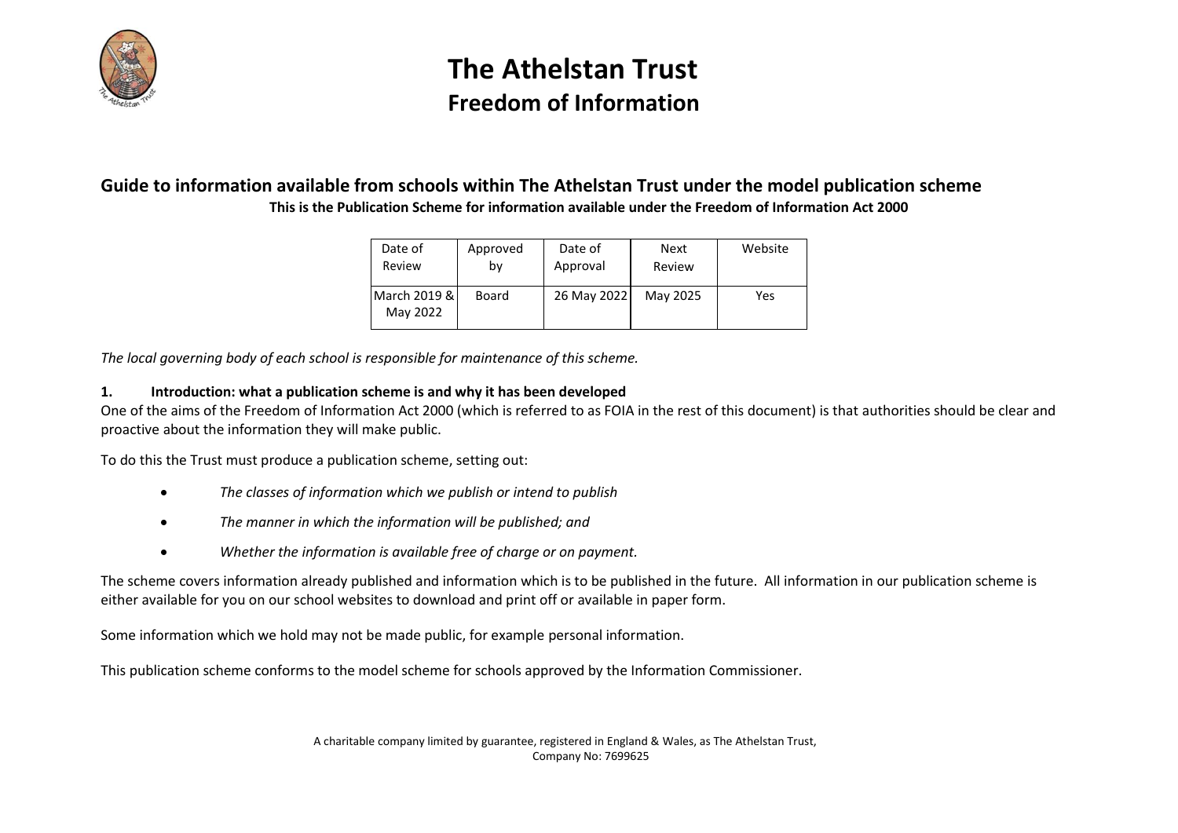# The Athelstan Trust

## Freedom of Information

### Guide to information available from schools within The Athelstan Trust under the model publication scheme

**This is the Publication Scheme for information available under the Freedom of Information Act 2000**

| Date of Review | Approved by | Date of Approval | Next Review | Website |
|---|---|---|---|---|
| March 2019 & May 2022 | Board | 26 May 2022 | May 2025 | Yes |

*The local governing body of each school is responsible for maintenance of this scheme.*

**1. Introduction: what a publication scheme is and why it has been developed**

One of the aims of the Freedom of Information Act 2000 (which is referred to as FOIA in the rest of this document) is that authorities should be clear and proactive about the information they will make public.

To do this the Trust must produce a publication scheme, setting out:

- *The classes of information which we publish or intend to publish*
- *The manner in which the information will be published; and*
- *Whether the information is available free of charge or on payment.*

The scheme covers information already published and information which is to be published in the future. All information in our publication scheme is either available for you on our school websites to download and print off or available in paper form.

Some information which we hold may not be made public, for example personal information.

This publication scheme conforms to the model scheme for schools approved by the Information Commissioner.

A charitable company limited by guarantee, registered in England & Wales, as The Athelstan Trust, Company No: 7699625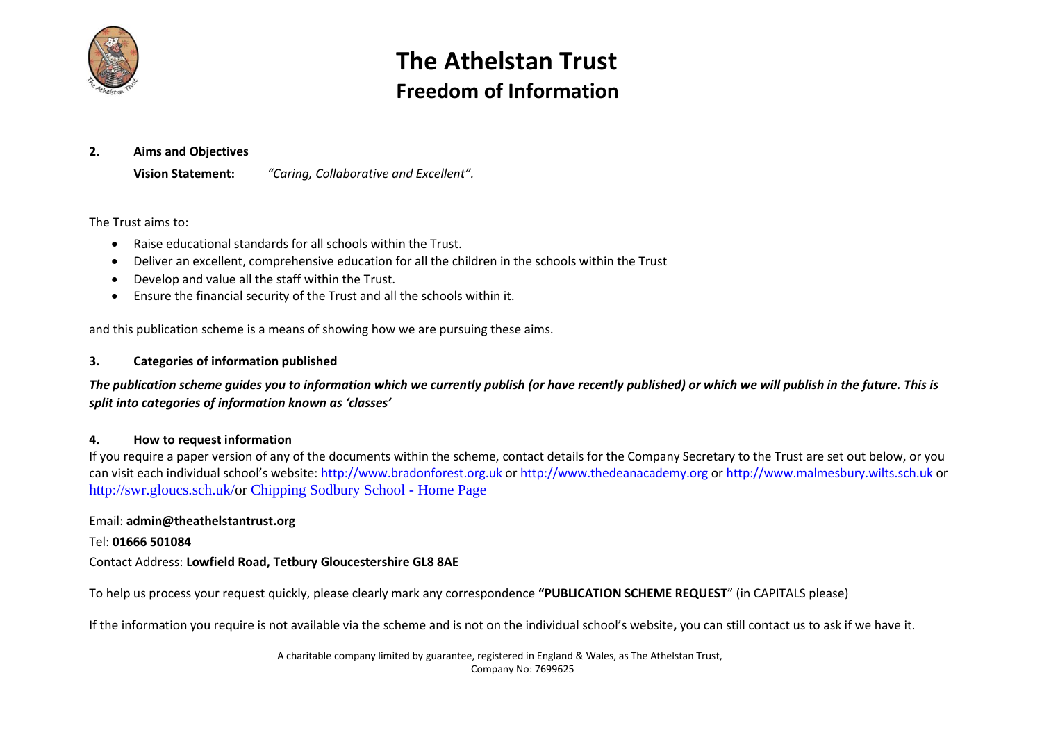**2. Aims and Objectives**

**Vision Statement:** *"Caring, Collaborative and Excellent"*.

The Trust aims to:

- Raise educational standards for all schools within the Trust.
- Deliver an excellent, comprehensive education for all the children in the schools within the Trust
- Develop and value all the staff within the Trust.
- Ensure the financial security of the Trust and all the schools within it.

and this publication scheme is a means of showing how we are pursuing these aims.

**3. Categories of information published**

***The publication scheme guides you to information which we currently publish (or have recently published) or which we will publish in the future. This is split into categories of information known as 'classes'***

**4. How to request information**

If you require a paper version of any of the documents within the scheme, contact details for the Company Secretary to the Trust are set out below, or you can visit each individual school's website: [http://www.bradonforest.org.uk](http://www.bradonforest.org.uk) or [http://www.thedeanacademy.org](http://www.thedeanacademy.org) or [http://www.malmesbury.wilts.sch.uk](http://www.malmesbury.wilts.sch.uk) or [http://swr.gloucs.sch.uk/](http://swr.gloucs.sch.uk/)or Chipping Sodbury School - Home Page

Email: **admin@theathelstantrust.org**

Tel: **01666 501084**

Contact Address: **Lowfield Road, Tetbury Gloucestershire GL8 8AE**

To help us process your request quickly, please clearly mark any correspondence **"PUBLICATION SCHEME REQUEST**" (in CAPITALS please)

If the information you require is not available via the scheme and is not on the individual school's website**,** you can still contact us to ask if we have it.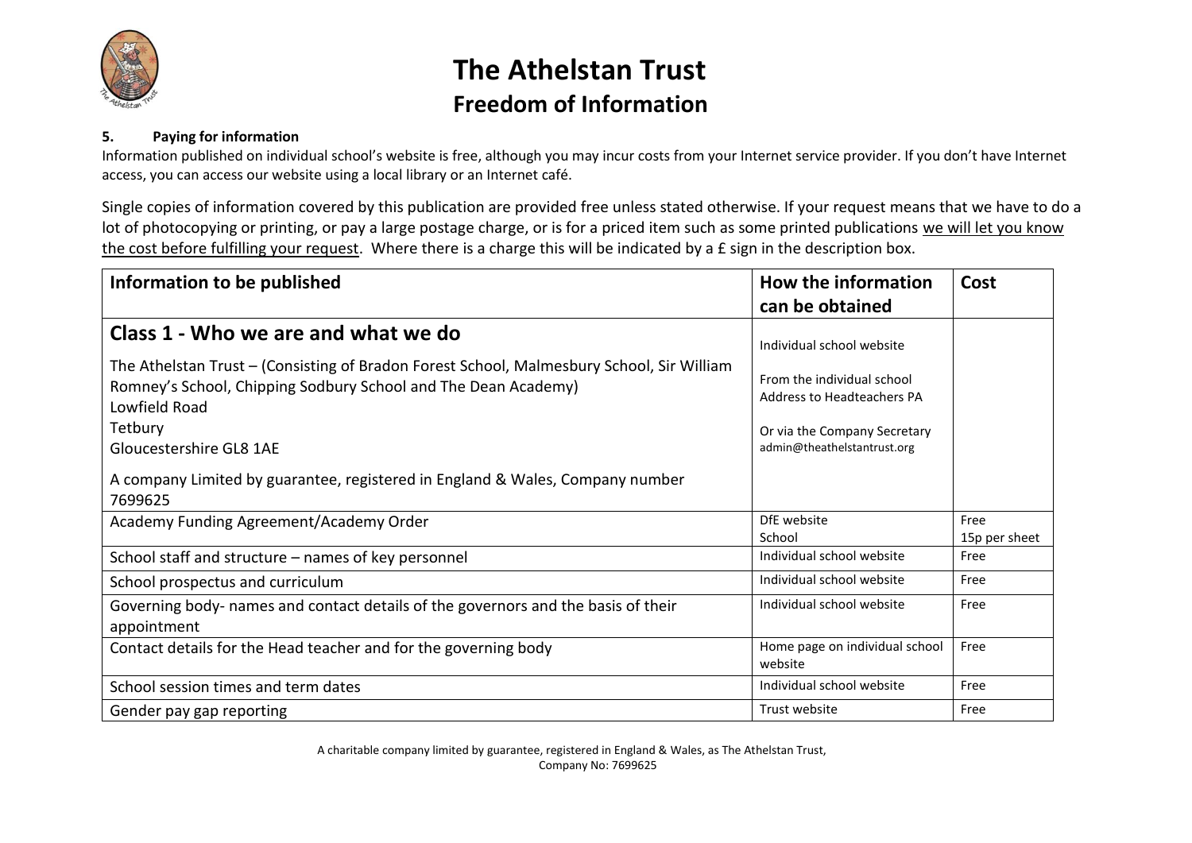# The Athelstan Trust
## Freedom of Information

**5. Paying for information**

Information published on individual school's website is free, although you may incur costs from your Internet service provider. If you don't have Internet access, you can access our website using a local library or an Internet café.

Single copies of information covered by this publication are provided free unless stated otherwise. If your request means that we have to do a lot of photocopying or printing, or pay a large postage charge, or is for a priced item such as some printed publications <u>we will let you know the cost before fulfilling your request</u>. Where there is a charge this will be indicated by a £ sign in the description box.

| Information to be published | How the information can be obtained | Cost |
|---|---|---|
| **Class 1 - Who we are and what we do**<br><br>The Athelstan Trust – (Consisting of Bradon Forest School, Malmesbury School, Sir William Romney's School, Chipping Sodbury School and The Dean Academy)<br>Lowfield Road<br>Tetbury<br>Gloucestershire GL8 1AE<br><br>A company Limited by guarantee, registered in England & Wales, Company number 7699625 | Individual school website<br><br>From the individual school<br>Address to Headteachers PA<br><br>Or via the Company Secretary<br>admin@theathelstantrust.org | |
| Academy Funding Agreement/Academy Order | DfE website<br>School | Free<br>15p per sheet |
| School staff and structure – names of key personnel | Individual school website | Free |
| School prospectus and curriculum | Individual school website | Free |
| Governing body- names and contact details of the governors and the basis of their appointment | Individual school website | Free |
| Contact details for the Head teacher and for the governing body | Home page on individual school website | Free |
| School session times and term dates | Individual school website | Free |
| Gender pay gap reporting | Trust website | Free |

A charitable company limited by guarantee, registered in England & Wales, as The Athelstan Trust, Company No: 7699625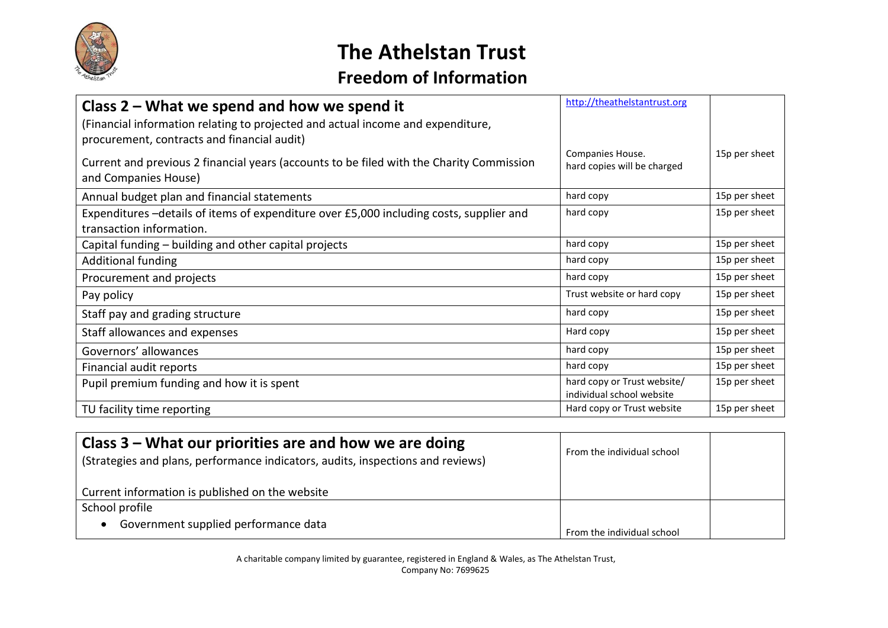# The Athelstan Trust

## Freedom of Information

| **Class 2 – What we spend and how we spend it** (Financial information relating to projected and actual income and expenditure, procurement, contracts and financial audit) Current and previous 2 financial years (accounts to be filed with the Charity Commission and Companies House) | http://theathelstantrust.org Companies House. hard copies will be charged | 15p per sheet |
|---|---|---|
| Annual budget plan and financial statements | hard copy | 15p per sheet |
| Expenditures –details of items of expenditure over £5,000 including costs, supplier and transaction information. | hard copy | 15p per sheet |
| Capital funding – building and other capital projects | hard copy | 15p per sheet |
| Additional funding | hard copy | 15p per sheet |
| Procurement and projects | hard copy | 15p per sheet |
| Pay policy | Trust website or hard copy | 15p per sheet |
| Staff pay and grading structure | hard copy | 15p per sheet |
| Staff allowances and expenses | Hard copy | 15p per sheet |
| Governors' allowances | hard copy | 15p per sheet |
| Financial audit reports | hard copy | 15p per sheet |
| Pupil premium funding and how it is spent | hard copy or Trust website/ individual school website | 15p per sheet |
| TU facility time reporting | Hard copy or Trust website | 15p per sheet |

| **Class 3 – What our priorities are and how we are doing** (Strategies and plans, performance indicators, audits, inspections and reviews) Current information is published on the website | From the individual school | |
|---|---|---|
| School profile<br>• Government supplied performance data | From the individual school | |

A charitable company limited by guarantee, registered in England & Wales, as The Athelstan Trust, Company No: 7699625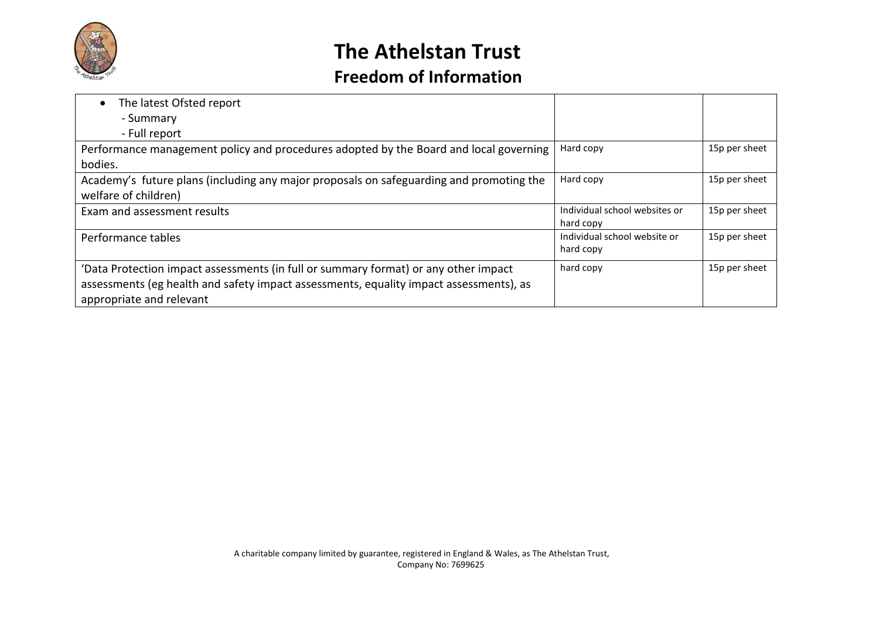| | | |
|---|---|---|
| • The latest Ofsted report<br>- Summary<br>- Full report | | |
| Performance management policy and procedures adopted by the Board and local governing bodies. | Hard copy | 15p per sheet |
| Academy's future plans (including any major proposals on safeguarding and promoting the welfare of children) | Hard copy | 15p per sheet |
| Exam and assessment results | Individual school websites or hard copy | 15p per sheet |
| Performance tables | Individual school website or hard copy | 15p per sheet |
| 'Data Protection impact assessments (in full or summary format) or any other impact assessments (eg health and safety impact assessments, equality impact assessments), as appropriate and relevant | hard copy | 15p per sheet |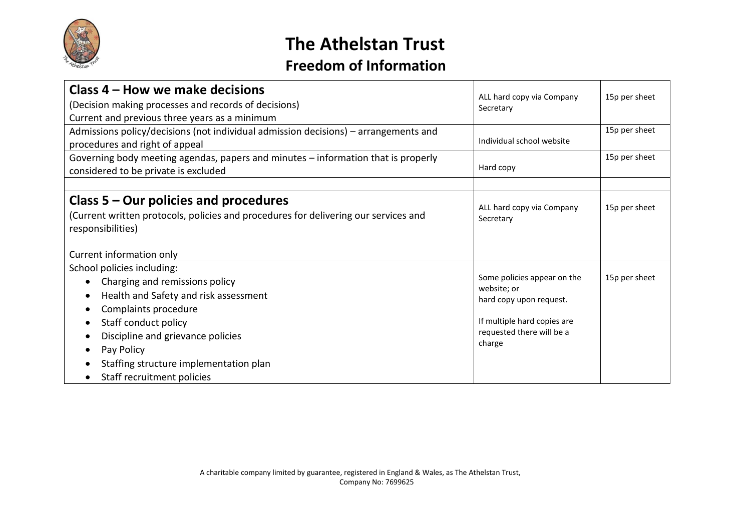# The Athelstan Trust

## Freedom of Information

| | | |
|---|---|---|
| **Class 4 – How we make decisions**<br>(Decision making processes and records of decisions)<br>Current and previous three years as a minimum | ALL hard copy via Company Secretary | 15p per sheet |
| Admissions policy/decisions (not individual admission decisions) – arrangements and procedures and right of appeal | Individual school website | 15p per sheet |
| Governing body meeting agendas, papers and minutes – information that is properly considered to be private is excluded | Hard copy | 15p per sheet |
| | | |
| **Class 5 – Our policies and procedures**<br>(Current written protocols, policies and procedures for delivering our services and responsibilities)<br><br>Current information only | ALL hard copy via Company Secretary | 15p per sheet |
| School policies including:<br>• Charging and remissions policy<br>• Health and Safety and risk assessment<br>• Complaints procedure<br>• Staff conduct policy<br>• Discipline and grievance policies<br>• Pay Policy<br>• Staffing structure implementation plan<br>• Staff recruitment policies | Some policies appear on the website; or hard copy upon request.<br><br>If multiple hard copies are requested there will be a charge | 15p per sheet |

A charitable company limited by guarantee, registered in England & Wales, as The Athelstan Trust, Company No: 7699625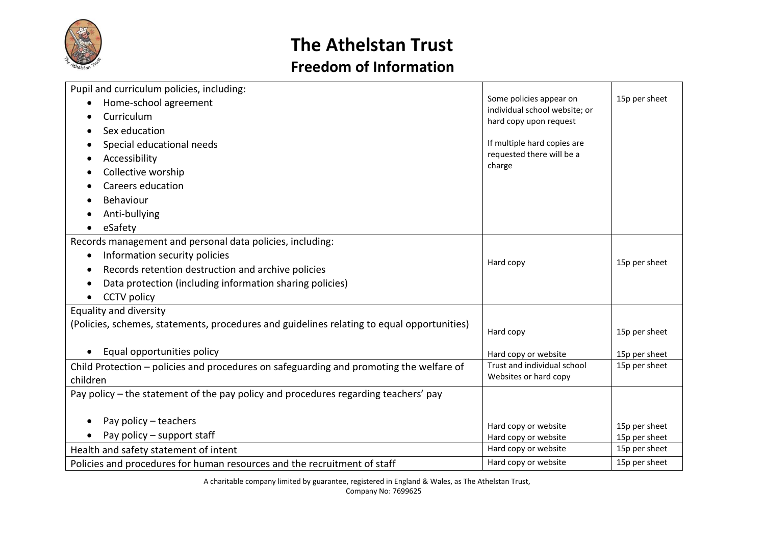# The Athelstan Trust

## Freedom of Information

| | | |
|---|---|---|
| Pupil and curriculum policies, including:<br>• Home-school agreement<br>• Curriculum<br>• Sex education<br>• Special educational needs<br>• Accessibility<br>• Collective worship<br>• Careers education<br>• Behaviour<br>• Anti-bullying<br>• eSafety | Some policies appear on individual school website; or hard copy upon request<br><br>If multiple hard copies are requested there will be a charge | 15p per sheet |
| Records management and personal data policies, including:<br>• Information security policies<br>• Records retention destruction and archive policies<br>• Data protection (including information sharing policies)<br>• CCTV policy | Hard copy | 15p per sheet |
| Equality and diversity<br>(Policies, schemes, statements, procedures and guidelines relating to equal opportunities) | Hard copy | 15p per sheet |
| • Equal opportunities policy | Hard copy or website | 15p per sheet |
| Child Protection – policies and procedures on safeguarding and promoting the welfare of children | Trust and individual school Websites or hard copy | 15p per sheet |
| Pay policy – the statement of the pay policy and procedures regarding teachers' pay | | |
| • Pay policy – teachers | Hard copy or website | 15p per sheet |
| • Pay policy – support staff | Hard copy or website | 15p per sheet |
| Health and safety statement of intent | Hard copy or website | 15p per sheet |
| Policies and procedures for human resources and the recruitment of staff | Hard copy or website | 15p per sheet |

A charitable company limited by guarantee, registered in England & Wales, as The Athelstan Trust,
Company No: 7699625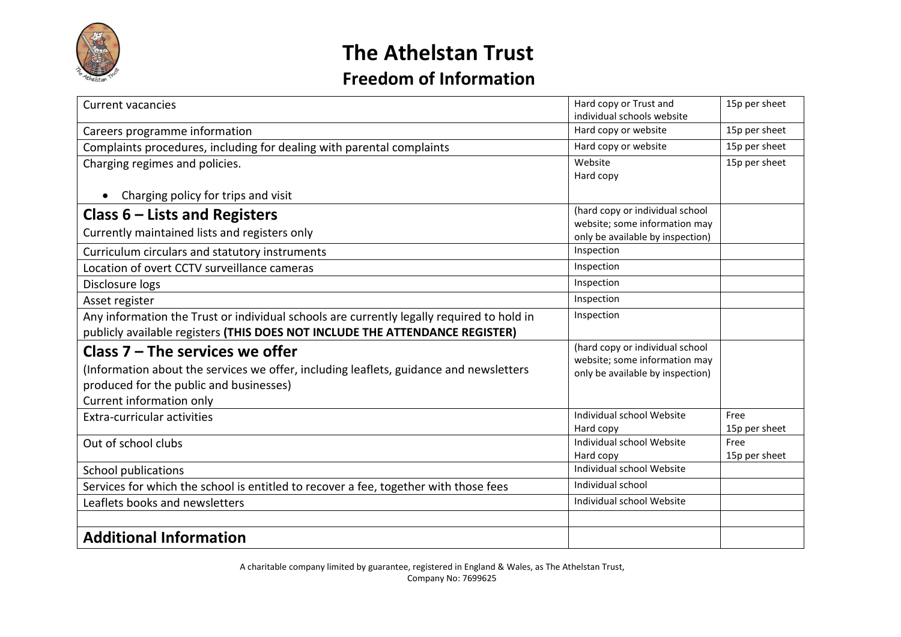# The Athelstan Trust

## Freedom of Information

| | | |
|---|---|---|
| Current vacancies | Hard copy or Trust and individual schools website | 15p per sheet |
| Careers programme information | Hard copy or website | 15p per sheet |
| Complaints procedures, including for dealing with parental complaints | Hard copy or website | 15p per sheet |
| Charging regimes and policies.<br><br>• Charging policy for trips and visit | Website<br>Hard copy | 15p per sheet |
| **Class 6 – Lists and Registers**<br>Currently maintained lists and registers only | (hard copy or individual school website; some information may only be available by inspection) | |
| Curriculum circulars and statutory instruments | Inspection | |
| Location of overt CCTV surveillance cameras | Inspection | |
| Disclosure logs | Inspection | |
| Asset register | Inspection | |
| Any information the Trust or individual schools are currently legally required to hold in publicly available registers **(THIS DOES NOT INCLUDE THE ATTENDANCE REGISTER)** | Inspection | |
| **Class 7 – The services we offer**<br>(Information about the services we offer, including leaflets, guidance and newsletters produced for the public and businesses)<br>Current information only | (hard copy or individual school website; some information may only be available by inspection) | |
| Extra-curricular activities | Individual school Website<br>Hard copy | Free<br>15p per sheet |
| Out of school clubs | Individual school Website<br>Hard copy | Free<br>15p per sheet |
| School publications | Individual school Website | |
| Services for which the school is entitled to recover a fee, together with those fees | Individual school | |
| Leaflets books and newsletters | Individual school Website | |
| | | |
| **Additional Information** | | |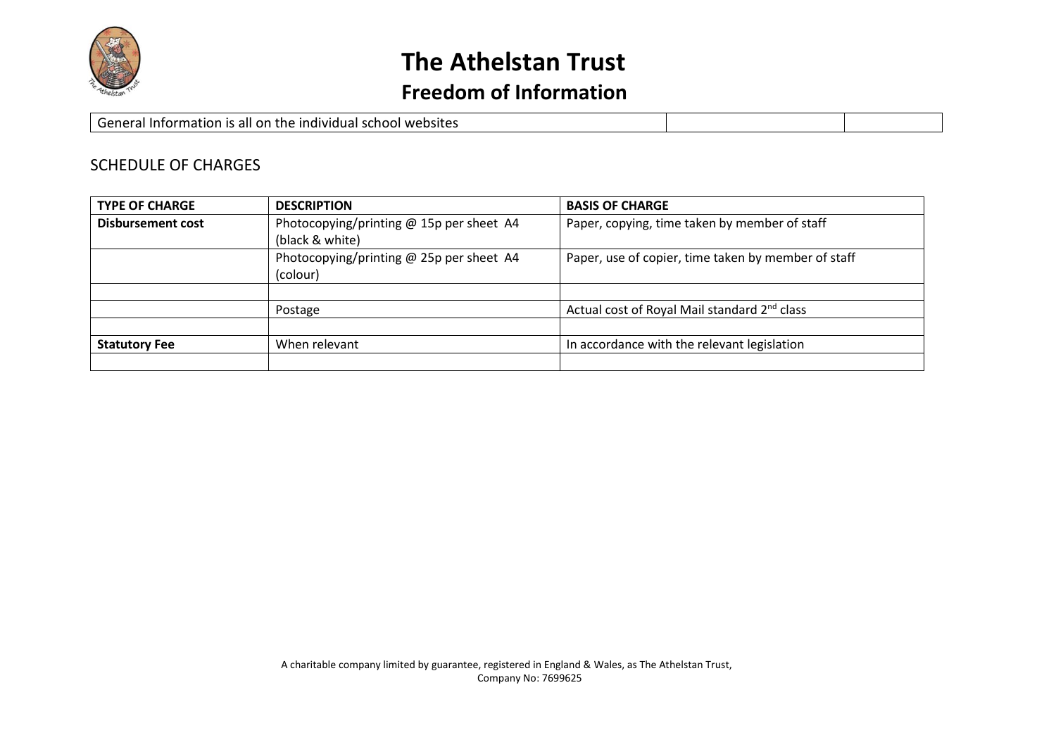# The Athelstan Trust

## Freedom of Information

| | | |
|---|---|---|
| General Information is all on the individual school websites | | |

## SCHEDULE OF CHARGES

| TYPE OF CHARGE | DESCRIPTION | BASIS OF CHARGE |
|---|---|---|
| **Disbursement cost** | Photocopying/printing @ 15p per sheet A4 (black & white) | Paper, copying, time taken by member of staff |
| | Photocopying/printing @ 25p per sheet A4 (colour) | Paper, use of copier, time taken by member of staff |
| | | |
| | Postage | Actual cost of Royal Mail standard 2nd class |
| | | |
| **Statutory Fee** | When relevant | In accordance with the relevant legislation |
| | | |

A charitable company limited by guarantee, registered in England & Wales, as The Athelstan Trust, Company No: 7699625